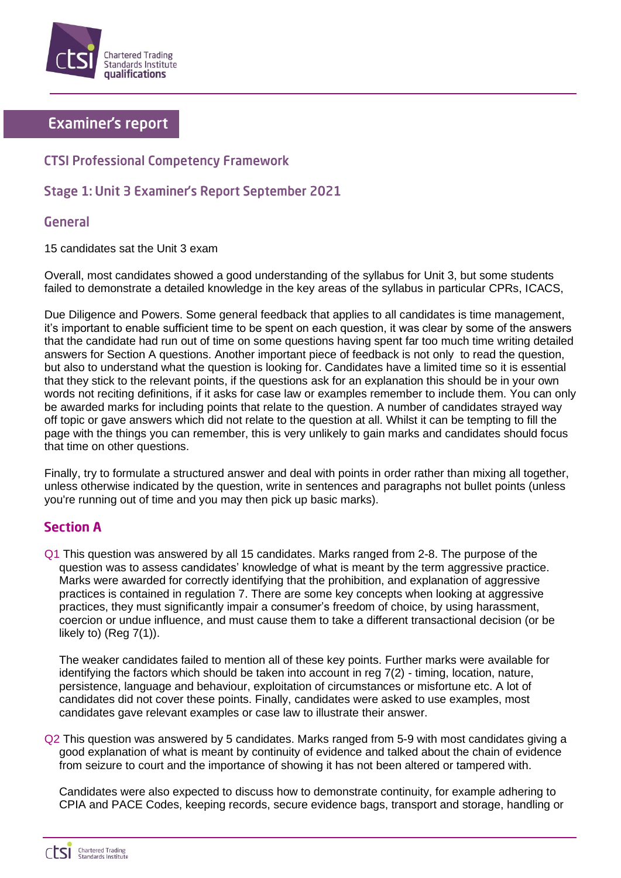# Examiner's report

## CTSI Professional Competency Framework

## Stage 1: Unit 3 Examiner's Report September 2021

### General

15 candidates sat the Unit 3 exam

Overall, most candidates showed a good understanding of the syllabus for Unit 3, but some students failed to demonstrate a detailed knowledge in the key areas of the syllabus in particular CPRs, ICACS,

Due Diligence and Powers. Some general feedback that applies to all candidates is time management, it's important to enable sufficient time to be spent on each question, it was clear by some of the answers that the candidate had run out of time on some questions having spent far too much time writing detailed answers for Section A questions. Another important piece of feedback is not only to read the question, but also to understand what the question is looking for. Candidates have a limited time so it is essential that they stick to the relevant points, if the questions ask for an explanation this should be in your own words not reciting definitions, if it asks for case law or examples remember to include them. You can only be awarded marks for including points that relate to the question. A number of candidates strayed way off topic or gave answers which did not relate to the question at all. Whilst it can be tempting to fill the page with the things you can remember, this is very unlikely to gain marks and candidates should focus that time on other questions.

Finally, try to formulate a structured answer and deal with points in order rather than mixing all together, unless otherwise indicated by the question, write in sentences and paragraphs not bullet points (unless you're running out of time and you may then pick up basic marks).

## Section A

Q1 This question was answered by all 15 candidates. Marks ranged from 2-8. The purpose of the question was to assess candidates' knowledge of what is meant by the term aggressive practice. Marks were awarded for correctly identifying that the prohibition, and explanation of aggressive practices is contained in regulation 7. There are some key concepts when looking at aggressive practices, they must significantly impair a consumer's freedom of choice, by using harassment, coercion or undue influence, and must cause them to take a different transactional decision (or be likely to) (Reg 7(1)).

The weaker candidates failed to mention all of these key points. Further marks were available for identifying the factors which should be taken into account in reg 7(2) - timing, location, nature, persistence, language and behaviour, exploitation of circumstances or misfortune etc. A lot of candidates did not cover these points. Finally, candidates were asked to use examples, most candidates gave relevant examples or case law to illustrate their answer.

Q2 This question was answered by 5 candidates. Marks ranged from 5-9 with most candidates giving a good explanation of what is meant by continuity of evidence and talked about the chain of evidence from seizure to court and the importance of showing it has not been altered or tampered with.

Candidates were also expected to discuss how to demonstrate continuity, for example adhering to CPIA and PACE Codes, keeping records, secure evidence bags, transport and storage, handling or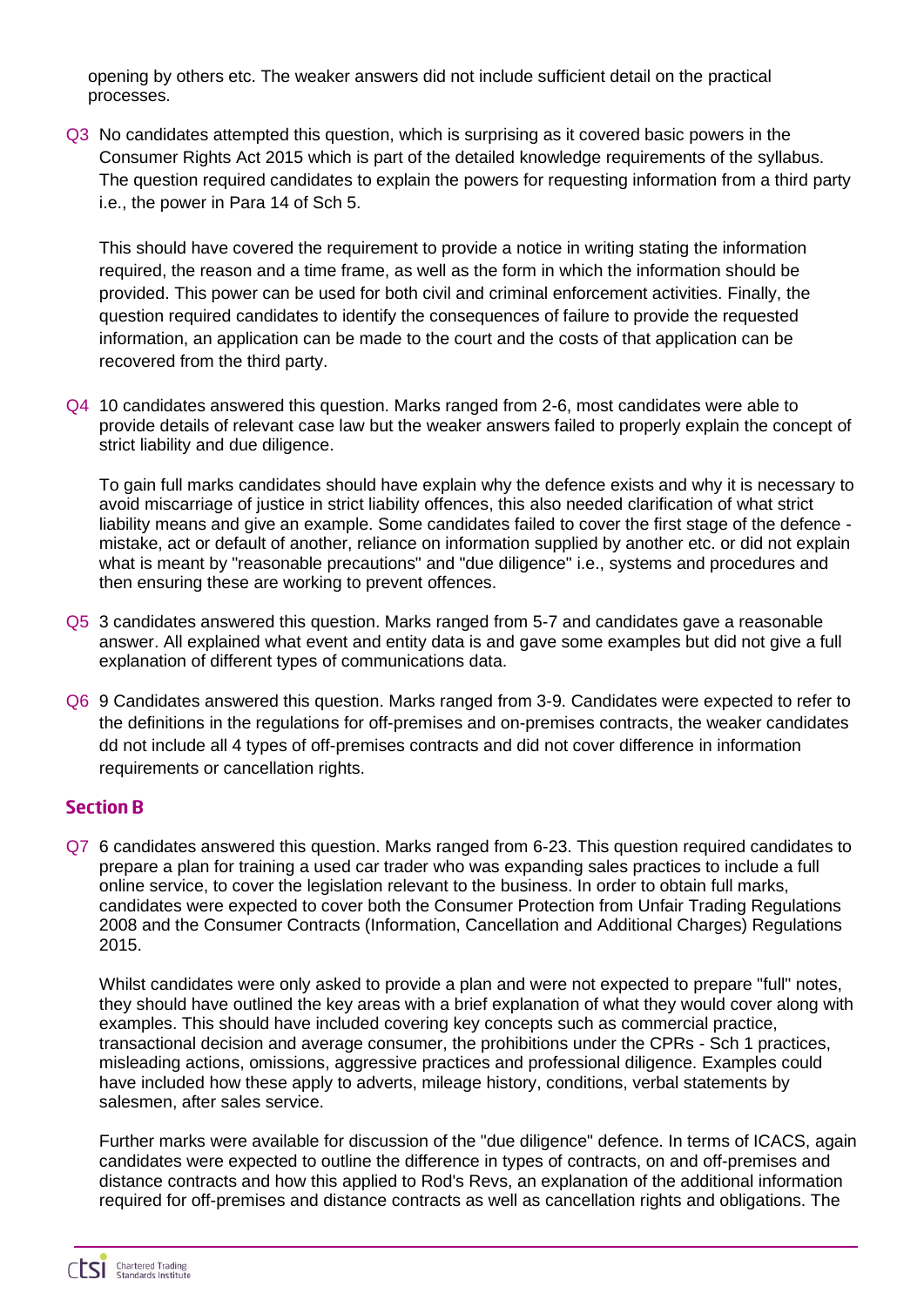opening by others etc. The weaker answers did not include sufficient detail on the practical processes.

Q3 No candidates attempted this question, which is surprising as it covered basic powers in the Consumer Rights Act 2015 which is part of the detailed knowledge requirements of the syllabus. The question required candidates to explain the powers for requesting information from a third party i.e., the power in Para 14 of Sch 5.

This should have covered the requirement to provide a notice in writing stating the information required, the reason and a time frame, as well as the form in which the information should be provided. This power can be used for both civil and criminal enforcement activities. Finally, the question required candidates to identify the consequences of failure to provide the requested information, an application can be made to the court and the costs of that application can be recovered from the third party.

Q4 10 candidates answered this question. Marks ranged from 2-6, most candidates were able to provide details of relevant case law but the weaker answers failed to properly explain the concept of strict liability and due diligence.

To gain full marks candidates should have explain why the defence exists and why it is necessary to avoid miscarriage of justice in strict liability offences, this also needed clarification of what strict liability means and give an example. Some candidates failed to cover the first stage of the defence - mistake, act or default of another, reliance on information supplied by another etc. or did not explain what is meant by "reasonable precautions" and "due diligence" i.e., systems and procedures and then ensuring these are working to prevent offences.

Q5 3 candidates answered this question. Marks ranged from 5-7 and candidates gave a reasonable answer. All explained what event and entity data is and gave some examples but did not give a full explanation of different types of communications data.

Q6 9 Candidates answered this question. Marks ranged from 3-9. Candidates were expected to refer to the definitions in the regulations for off-premises and on-premises contracts, the weaker candidates dd not include all 4 types of off-premises contracts and did not cover difference in information requirements or cancellation rights.

## Section B

Q7 6 candidates answered this question. Marks ranged from 6-23. This question required candidates to prepare a plan for training a used car trader who was expanding sales practices to include a full online service, to cover the legislation relevant to the business. In order to obtain full marks, candidates were expected to cover both the Consumer Protection from Unfair Trading Regulations 2008 and the Consumer Contracts (Information, Cancellation and Additional Charges) Regulations 2015.

Whilst candidates were only asked to provide a plan and were not expected to prepare "full" notes, they should have outlined the key areas with a brief explanation of what they would cover along with examples. This should have included covering key concepts such as commercial practice, transactional decision and average consumer, the prohibitions under the CPRs - Sch 1 practices, misleading actions, omissions, aggressive practices and professional diligence. Examples could have included how these apply to adverts, mileage history, conditions, verbal statements by salesmen, after sales service.

Further marks were available for discussion of the "due diligence" defence. In terms of ICACS, again candidates were expected to outline the difference in types of contracts, on and off-premises and distance contracts and how this applied to Rod's Revs, an explanation of the additional information required for off-premises and distance contracts as well as cancellation rights and obligations. The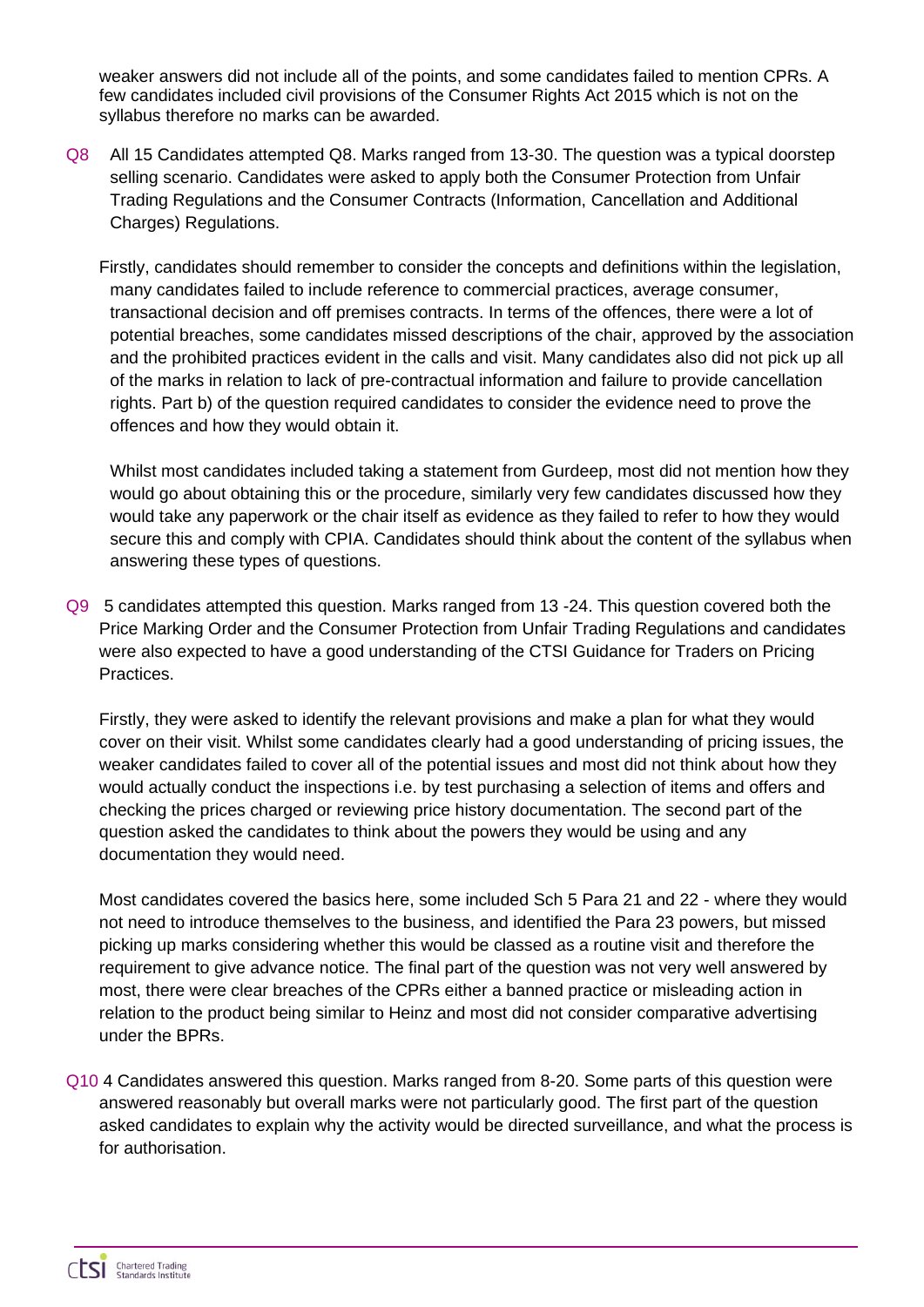weaker answers did not include all of the points, and some candidates failed to mention CPRs. A few candidates included civil provisions of the Consumer Rights Act 2015 which is not on the syllabus therefore no marks can be awarded.

Q8 All 15 Candidates attempted Q8. Marks ranged from 13-30. The question was a typical doorstep selling scenario. Candidates were asked to apply both the Consumer Protection from Unfair Trading Regulations and the Consumer Contracts (Information, Cancellation and Additional Charges) Regulations.

Firstly, candidates should remember to consider the concepts and definitions within the legislation, many candidates failed to include reference to commercial practices, average consumer, transactional decision and off premises contracts. In terms of the offences, there were a lot of potential breaches, some candidates missed descriptions of the chair, approved by the association and the prohibited practices evident in the calls and visit. Many candidates also did not pick up all of the marks in relation to lack of pre-contractual information and failure to provide cancellation rights. Part b) of the question required candidates to consider the evidence need to prove the offences and how they would obtain it.

Whilst most candidates included taking a statement from Gurdeep, most did not mention how they would go about obtaining this or the procedure, similarly very few candidates discussed how they would take any paperwork or the chair itself as evidence as they failed to refer to how they would secure this and comply with CPIA. Candidates should think about the content of the syllabus when answering these types of questions.

Q9 5 candidates attempted this question. Marks ranged from 13 -24. This question covered both the Price Marking Order and the Consumer Protection from Unfair Trading Regulations and candidates were also expected to have a good understanding of the CTSI Guidance for Traders on Pricing Practices.

Firstly, they were asked to identify the relevant provisions and make a plan for what they would cover on their visit. Whilst some candidates clearly had a good understanding of pricing issues, the weaker candidates failed to cover all of the potential issues and most did not think about how they would actually conduct the inspections i.e. by test purchasing a selection of items and offers and checking the prices charged or reviewing price history documentation. The second part of the question asked the candidates to think about the powers they would be using and any documentation they would need.

Most candidates covered the basics here, some included Sch 5 Para 21 and 22 - where they would not need to introduce themselves to the business, and identified the Para 23 powers, but missed picking up marks considering whether this would be classed as a routine visit and therefore the requirement to give advance notice. The final part of the question was not very well answered by most, there were clear breaches of the CPRs either a banned practice or misleading action in relation to the product being similar to Heinz and most did not consider comparative advertising under the BPRs.

Q10 4 Candidates answered this question. Marks ranged from 8-20. Some parts of this question were answered reasonably but overall marks were not particularly good. The first part of the question asked candidates to explain why the activity would be directed surveillance, and what the process is for authorisation.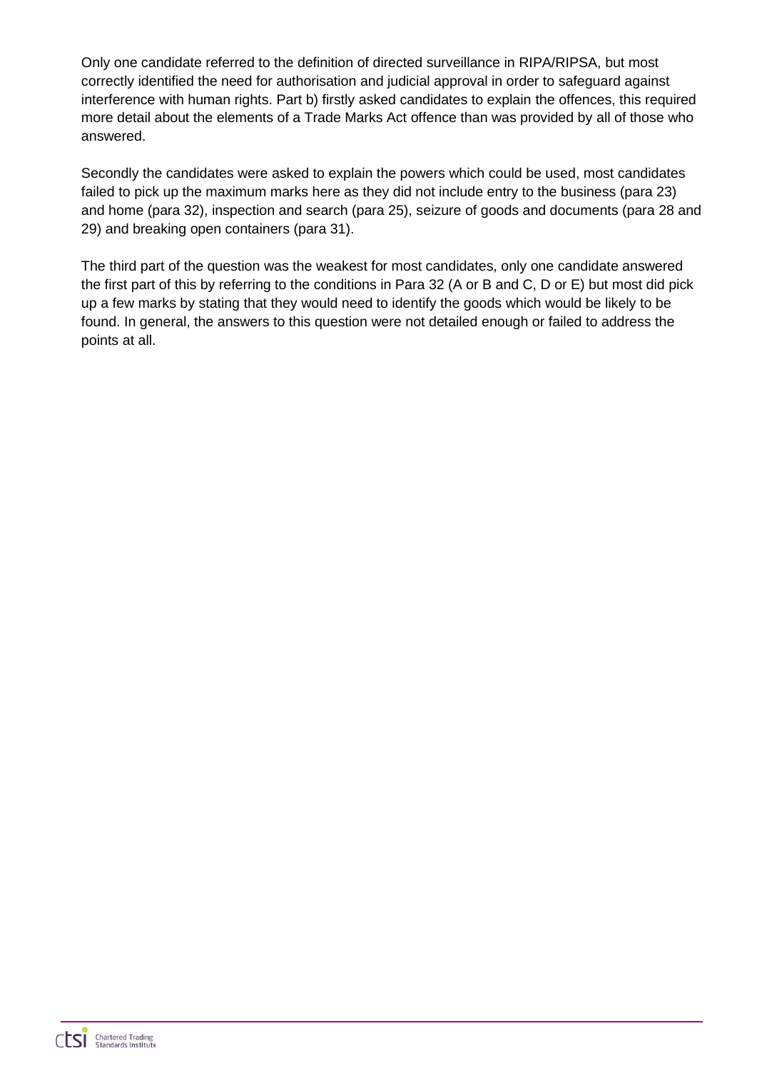Only one candidate referred to the definition of directed surveillance in RIPA/RIPSA, but most correctly identified the need for authorisation and judicial approval in order to safeguard against interference with human rights. Part b) firstly asked candidates to explain the offences, this required more detail about the elements of a Trade Marks Act offence than was provided by all of those who answered.

Secondly the candidates were asked to explain the powers which could be used, most candidates failed to pick up the maximum marks here as they did not include entry to the business (para 23) and home (para 32), inspection and search (para 25), seizure of goods and documents (para 28 and 29) and breaking open containers (para 31).

The third part of the question was the weakest for most candidates, only one candidate answered the first part of this by referring to the conditions in Para 32 (A or B and C, D or E) but most did pick up a few marks by stating that they would need to identify the goods which would be likely to be found. In general, the answers to this question were not detailed enough or failed to address the points at all.